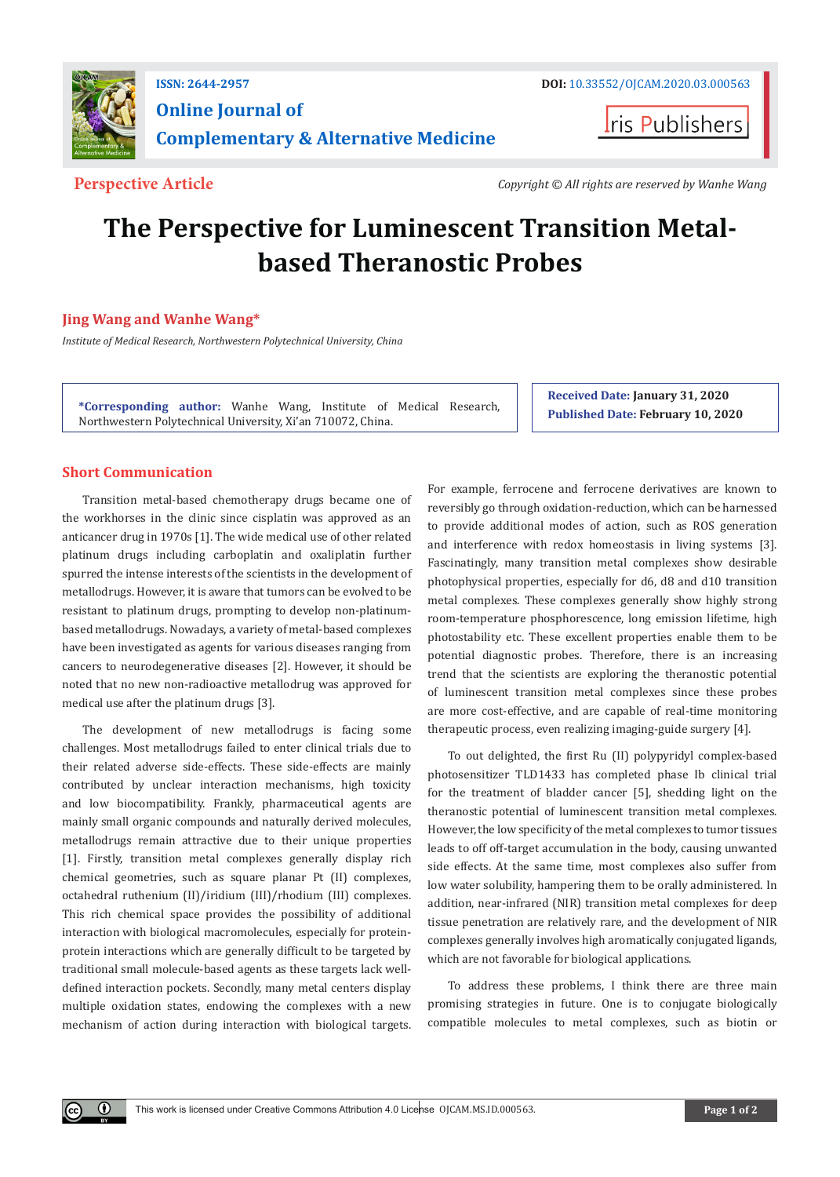ISSN: 2644-2957

DOI: 10.33552/OJCAM.2020.03.000563

**Online Journal of Complementary & Alternative Medicine**

Iris Publishers

**Perspective Article**

*Copyright © All rights are reserved by Wanhe Wang*

# The Perspective for Luminescent Transition Metal-based Theranostic Probes

**Jing Wang and Wanhe Wang***

*Institute of Medical Research, Northwestern Polytechnical University, China*

***Corresponding author:** Wanhe Wang, Institute of Medical Research, Northwestern Polytechnical University, Xi'an 710072, China.

**Received Date:** January 31, 2020

**Published Date:** February 10, 2020

## Short Communication

Transition metal-based chemotherapy drugs became one of the workhorses in the clinic since cisplatin was approved as an anticancer drug in 1970s [1]. The wide medical use of other related platinum drugs including carboplatin and oxaliplatin further spurred the intense interests of the scientists in the development of metallodrugs. However, it is aware that tumors can be evolved to be resistant to platinum drugs, prompting to develop non-platinum-based metallodrugs. Nowadays, a variety of metal-based complexes have been investigated as agents for various diseases ranging from cancers to neurodegenerative diseases [2]. However, it should be noted that no new non-radioactive metallodrug was approved for medical use after the platinum drugs [3].

The development of new metallodrugs is facing some challenges. Most metallodrugs failed to enter clinical trials due to their related adverse side-effects. These side-effects are mainly contributed by unclear interaction mechanisms, high toxicity and low biocompatibility. Frankly, pharmaceutical agents are mainly small organic compounds and naturally derived molecules, metallodrugs remain attractive due to their unique properties [1]. Firstly, transition metal complexes generally display rich chemical geometries, such as square planar Pt (II) complexes, octahedral ruthenium (II)/iridium (III)/rhodium (III) complexes. This rich chemical space provides the possibility of additional interaction with biological macromolecules, especially for protein-protein interactions which are generally difficult to be targeted by traditional small molecule-based agents as these targets lack well-defined interaction pockets. Secondly, many metal centers display multiple oxidation states, endowing the complexes with a new mechanism of action during interaction with biological targets. For example, ferrocene and ferrocene derivatives are known to reversibly go through oxidation-reduction, which can be harnessed to provide additional modes of action, such as ROS generation and interference with redox homeostasis in living systems [3]. Fascinatingly, many transition metal complexes show desirable photophysical properties, especially for d6, d8 and d10 transition metal complexes. These complexes generally show highly strong room-temperature phosphorescence, long emission lifetime, high photostability etc. These excellent properties enable them to be potential diagnostic probes. Therefore, there is an increasing trend that the scientists are exploring the theranostic potential of luminescent transition metal complexes since these probes are more cost-effective, and are capable of real-time monitoring therapeutic process, even realizing imaging-guide surgery [4].

To out delighted, the first Ru (II) polypyridyl complex-based photosensitizer TLD1433 has completed phase Ib clinical trial for the treatment of bladder cancer [5], shedding light on the theranostic potential of luminescent transition metal complexes. However, the low specificity of the metal complexes to tumor tissues leads to off off-target accumulation in the body, causing unwanted side effects. At the same time, most complexes also suffer from low water solubility, hampering them to be orally administered. In addition, near-infrared (NIR) transition metal complexes for deep tissue penetration are relatively rare, and the development of NIR complexes generally involves high aromatically conjugated ligands, which are not favorable for biological applications.

To address these problems, I think there are three main promising strategies in future. One is to conjugate biologically compatible molecules to metal complexes, such as biotin or

This work is licensed under Creative Commons Attribution 4.0 License OJCAM.MS.ID.000563.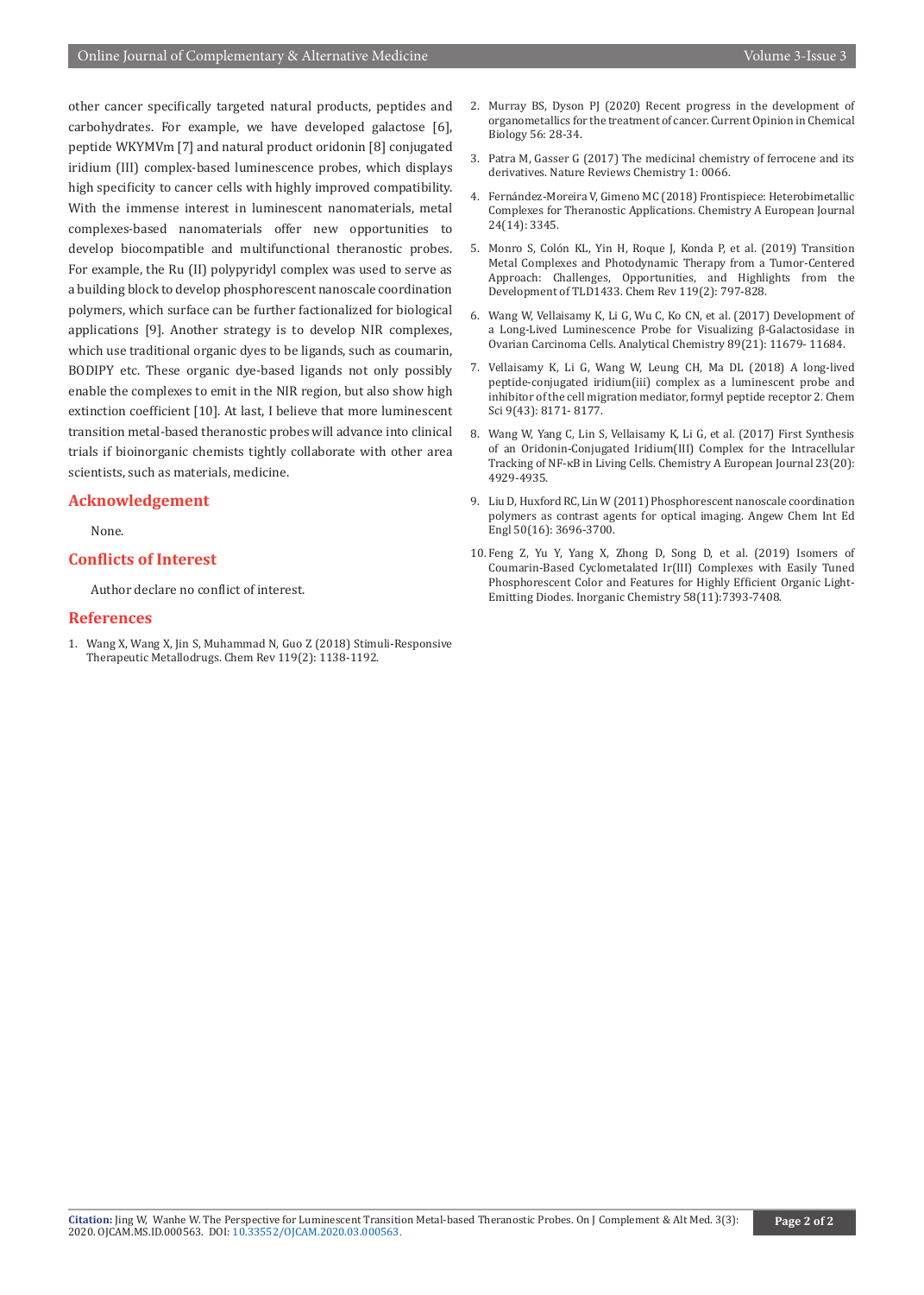other cancer specifically targeted natural products, peptides and carbohydrates. For example, we have developed galactose [6], peptide WKYMVm [7] and natural product oridonin [8] conjugated iridium (III) complex-based luminescence probes, which displays high specificity to cancer cells with highly improved compatibility. With the immense interest in luminescent nanomaterials, metal complexes-based nanomaterials offer new opportunities to develop biocompatible and multifunctional theranostic probes. For example, the Ru (II) polypyridyl complex was used to serve as a building block to develop phosphorescent nanoscale coordination polymers, which surface can be further factionalized for biological applications [9]. Another strategy is to develop NIR complexes, which use traditional organic dyes to be ligands, such as coumarin, BODIPY etc. These organic dye-based ligands not only possibly enable the complexes to emit in the NIR region, but also show high extinction coefficient [10]. At last, I believe that more luminescent transition metal-based theranostic probes will advance into clinical trials if bioinorganic chemists tightly collaborate with other area scientists, such as materials, medicine.

## Acknowledgement

None.

## Conflicts of Interest

Author declare no conflict of interest.

## References

1. Wang X, Wang X, Jin S, Muhammad N, Guo Z (2018) Stimuli-Responsive Therapeutic Metallodrugs. Chem Rev 119(2): 1138-1192.
2. Murray BS, Dyson PJ (2020) Recent progress in the development of organometallics for the treatment of cancer. Current Opinion in Chemical Biology 56: 28-34.
3. Patra M, Gasser G (2017) The medicinal chemistry of ferrocene and its derivatives. Nature Reviews Chemistry 1: 0066.
4. Fernández-Moreira V, Gimeno MC (2018) Frontispiece: Heterobimetallic Complexes for Theranostic Applications. Chemistry A European Journal 24(14): 3345.
5. Monro S, Colón KL, Yin H, Roque J, Konda P, et al. (2019) Transition Metal Complexes and Photodynamic Therapy from a Tumor-Centered Approach: Challenges, Opportunities, and Highlights from the Development of TLD1433. Chem Rev 119(2): 797-828.
6. Wang W, Vellaisamy K, Li G, Wu C, Ko CN, et al. (2017) Development of a Long-Lived Luminescence Probe for Visualizing β-Galactosidase in Ovarian Carcinoma Cells. Analytical Chemistry 89(21): 11679- 11684.
7. Vellaisamy K, Li G, Wang W, Leung CH, Ma DL (2018) A long-lived peptide-conjugated iridium(iii) complex as a luminescent probe and inhibitor of the cell migration mediator, formyl peptide receptor 2. Chem Sci 9(43): 8171- 8177.
8. Wang W, Yang C, Lin S, Vellaisamy K, Li G, et al. (2017) First Synthesis of an Oridonin-Conjugated Iridium(III) Complex for the Intracellular Tracking of NF-κB in Living Cells. Chemistry A European Journal 23(20): 4929-4935.
9. Liu D, Huxford RC, Lin W (2011) Phosphorescent nanoscale coordination polymers as contrast agents for optical imaging. Angew Chem Int Ed Engl 50(16): 3696-3700.
10. Feng Z, Yu Y, Yang X, Zhong D, Song D, et al. (2019) Isomers of Coumarin-Based Cyclometalated Ir(III) Complexes with Easily Tuned Phosphorescent Color and Features for Highly Efficient Organic Light-Emitting Diodes. Inorganic Chemistry 58(11):7393-7408.